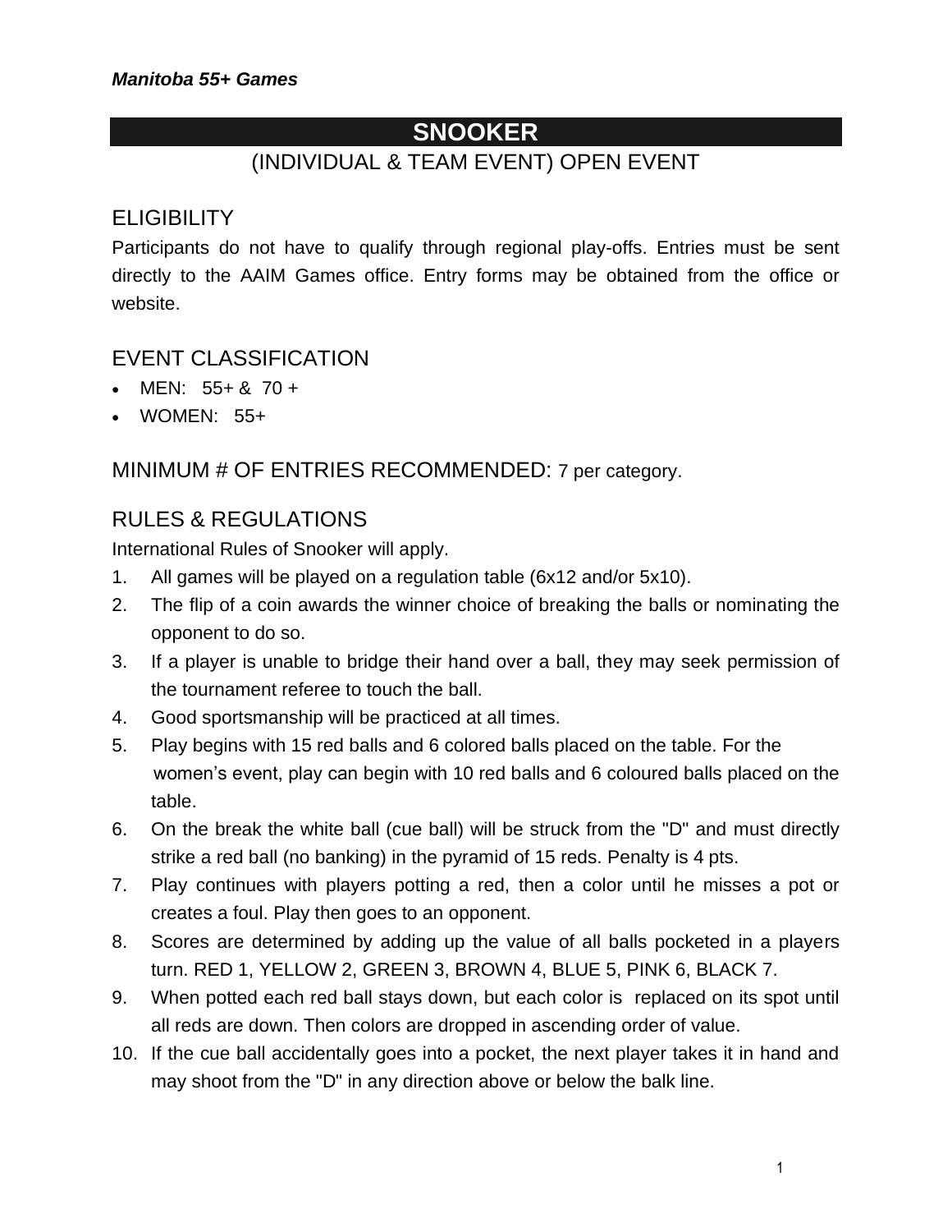# SNOOKER

(INDIVIDUAL & TEAM EVENT) OPEN EVENT

## ELIGIBILITY

Participants do not have to qualify through regional play-offs. Entries must be sent directly to the AAIM Games office. Entry forms may be obtained from the office or website.

## EVENT CLASSIFICATION

- MEN: 55+ & 70 +
- WOMEN: 55+

## MINIMUM # OF ENTRIES RECOMMENDED: 7 per category.

## RULES & REGULATIONS

International Rules of Snooker will apply.

1. All games will be played on a regulation table (6x12 and/or 5x10).
2. The flip of a coin awards the winner choice of breaking the balls or nominating the opponent to do so.
3. If a player is unable to bridge their hand over a ball, they may seek permission of the tournament referee to touch the ball.
4. Good sportsmanship will be practiced at all times.
5. Play begins with 15 red balls and 6 colored balls placed on the table. For the women's event, play can begin with 10 red balls and 6 coloured balls placed on the table.
6. On the break the white ball (cue ball) will be struck from the "D" and must directly strike a red ball (no banking) in the pyramid of 15 reds. Penalty is 4 pts.
7. Play continues with players potting a red, then a color until he misses a pot or creates a foul. Play then goes to an opponent.
8. Scores are determined by adding up the value of all balls pocketed in a players turn. RED 1, YELLOW 2, GREEN 3, BROWN 4, BLUE 5, PINK 6, BLACK 7.
9. When potted each red ball stays down, but each color is replaced on its spot until all reds are down. Then colors are dropped in ascending order of value.
10. If the cue ball accidentally goes into a pocket, the next player takes it in hand and may shoot from the "D" in any direction above or below the balk line.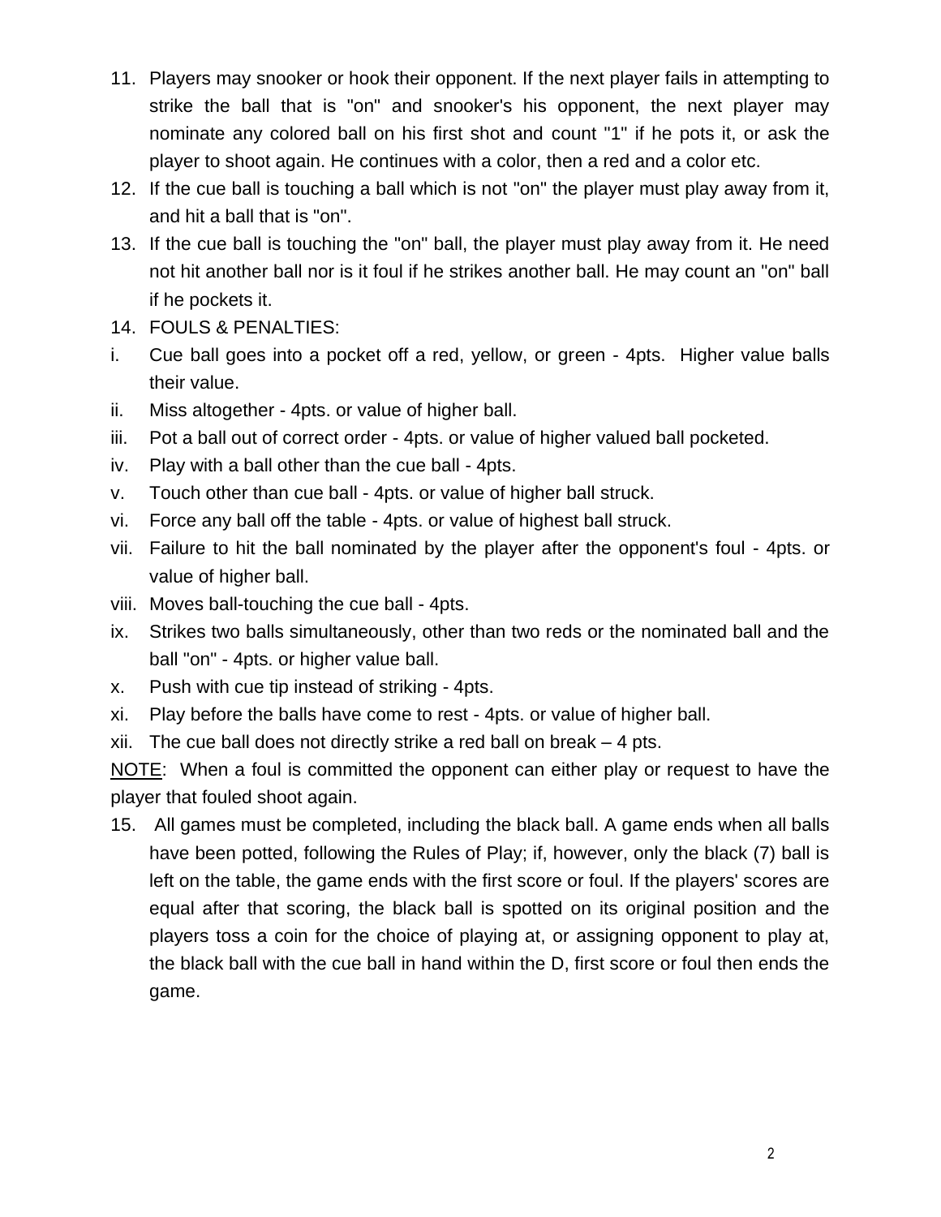11. Players may snooker or hook their opponent. If the next player fails in attempting to strike the ball that is "on" and snooker's his opponent, the next player may nominate any colored ball on his first shot and count "1" if he pots it, or ask the player to shoot again. He continues with a color, then a red and a color etc.
12. If the cue ball is touching a ball which is not "on" the player must play away from it, and hit a ball that is "on".
13. If the cue ball is touching the "on" ball, the player must play away from it. He need not hit another ball nor is it foul if he strikes another ball. He may count an "on" ball if he pockets it.
14. FOULS & PENALTIES:

i. Cue ball goes into a pocket off a red, yellow, or green - 4pts. Higher value balls their value.
ii. Miss altogether - 4pts. or value of higher ball.
iii. Pot a ball out of correct order - 4pts. or value of higher valued ball pocketed.
iv. Play with a ball other than the cue ball - 4pts.
v. Touch other than cue ball - 4pts. or value of higher ball struck.
vi. Force any ball off the table - 4pts. or value of highest ball struck.
vii. Failure to hit the ball nominated by the player after the opponent's foul - 4pts. or value of higher ball.
viii. Moves ball-touching the cue ball - 4pts.
ix. Strikes two balls simultaneously, other than two reds or the nominated ball and the ball "on" - 4pts. or higher value ball.
x. Push with cue tip instead of striking - 4pts.
xi. Play before the balls have come to rest - 4pts. or value of higher ball.
xii. The cue ball does not directly strike a red ball on break – 4 pts.

<u>NOTE</u>: When a foul is committed the opponent can either play or request to have the player that fouled shoot again.

15. All games must be completed, including the black ball. A game ends when all balls have been potted, following the Rules of Play; if, however, only the black (7) ball is left on the table, the game ends with the first score or foul. If the players' scores are equal after that scoring, the black ball is spotted on its original position and the players toss a coin for the choice of playing at, or assigning opponent to play at, the black ball with the cue ball in hand within the D, first score or foul then ends the game.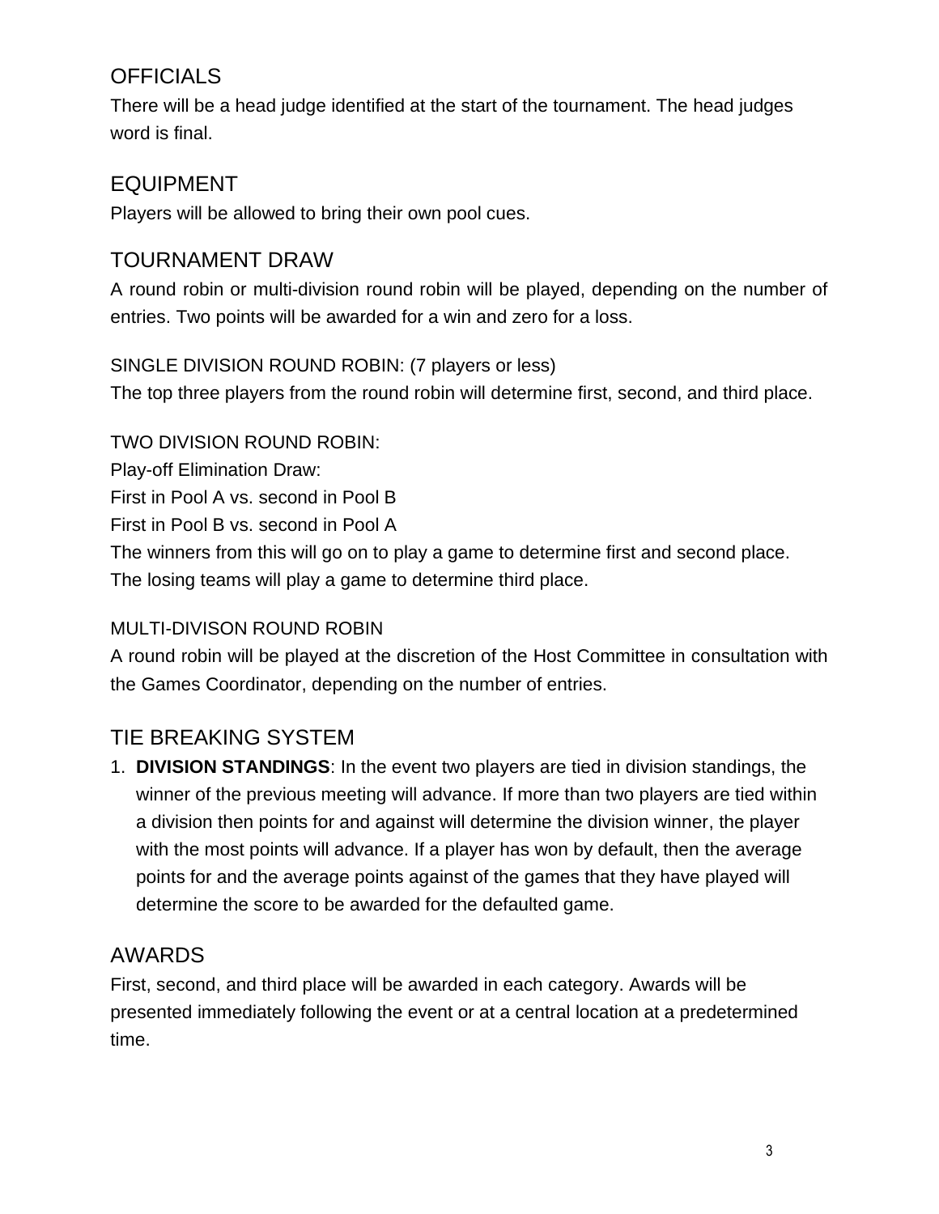## OFFICIALS

There will be a head judge identified at the start of the tournament. The head judges word is final.

## EQUIPMENT

Players will be allowed to bring their own pool cues.

## TOURNAMENT DRAW

A round robin or multi-division round robin will be played, depending on the number of entries. Two points will be awarded for a win and zero for a loss.

### SINGLE DIVISION ROUND ROBIN: (7 players or less)

The top three players from the round robin will determine first, second, and third place.

### TWO DIVISION ROUND ROBIN:

Play-off Elimination Draw:
First in Pool A vs. second in Pool B
First in Pool B vs. second in Pool A
The winners from this will go on to play a game to determine first and second place.
The losing teams will play a game to determine third place.

### MULTI-DIVISON ROUND ROBIN

A round robin will be played at the discretion of the Host Committee in consultation with the Games Coordinator, depending on the number of entries.

## TIE BREAKING SYSTEM

1. **DIVISION STANDINGS**: In the event two players are tied in division standings, the winner of the previous meeting will advance. If more than two players are tied within a division then points for and against will determine the division winner, the player with the most points will advance. If a player has won by default, then the average points for and the average points against of the games that they have played will determine the score to be awarded for the defaulted game.

## AWARDS

First, second, and third place will be awarded in each category. Awards will be presented immediately following the event or at a central location at a predetermined time.